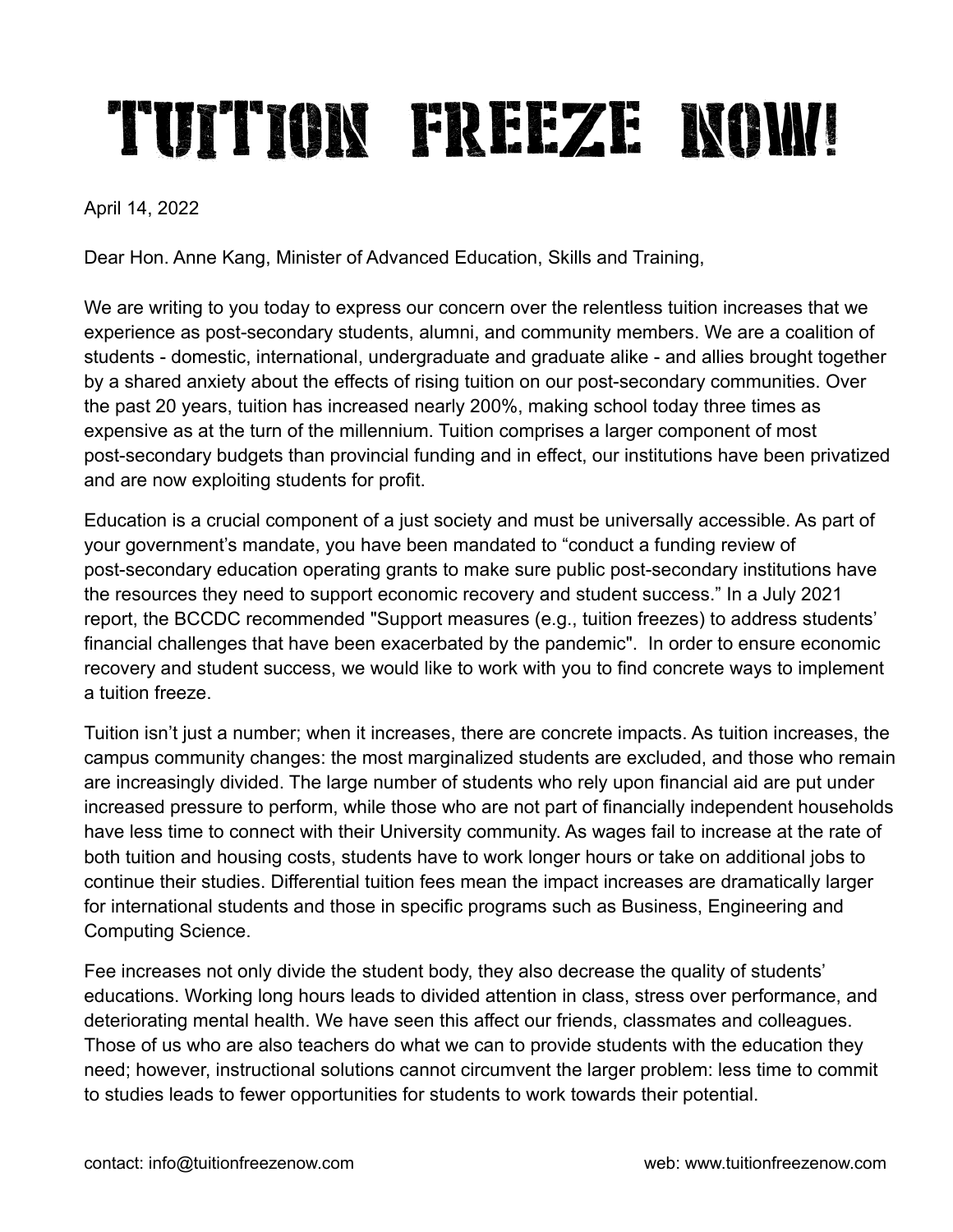# TUITION FREEZE NOW!

April 14, 2022

Dear Hon. Anne Kang, Minister of Advanced Education, Skills and Training,

We are writing to you today to express our concern over the relentless tuition increases that we experience as post-secondary students, alumni, and community members. We are a coalition of students - domestic, international, undergraduate and graduate alike - and allies brought together by a shared anxiety about the effects of rising tuition on our post-secondary communities. Over the past 20 years, tuition has increased nearly 200%, making school today three times as expensive as at the turn of the millennium. Tuition comprises a larger component of most post-secondary budgets than provincial funding and in effect, our institutions have been privatized and are now exploiting students for profit.

Education is a crucial component of a just society and must be universally accessible. As part of your government's mandate, you have been mandated to "conduct a funding review of post-secondary education operating grants to make sure public post-secondary institutions have the resources they need to support economic recovery and student success." In a July 2021 report, the BCCDC recommended "Support measures (e.g., tuition freezes) to address students' financial challenges that have been exacerbated by the pandemic". In order to ensure economic recovery and student success, we would like to work with you to find concrete ways to implement a tuition freeze.

Tuition isn't just a number; when it increases, there are concrete impacts. As tuition increases, the campus community changes: the most marginalized students are excluded, and those who remain are increasingly divided. The large number of students who rely upon financial aid are put under increased pressure to perform, while those who are not part of financially independent households have less time to connect with their University community. As wages fail to increase at the rate of both tuition and housing costs, students have to work longer hours or take on additional jobs to continue their studies. Differential tuition fees mean the impact increases are dramatically larger for international students and those in specific programs such as Business, Engineering and Computing Science.

Fee increases not only divide the student body, they also decrease the quality of students' educations. Working long hours leads to divided attention in class, stress over performance, and deteriorating mental health. We have seen this affect our friends, classmates and colleagues. Those of us who are also teachers do what we can to provide students with the education they need; however, instructional solutions cannot circumvent the larger problem: less time to commit to studies leads to fewer opportunities for students to work towards their potential.

contact: info@tuitionfreezenow.com web: www.tuitionfreezenow.com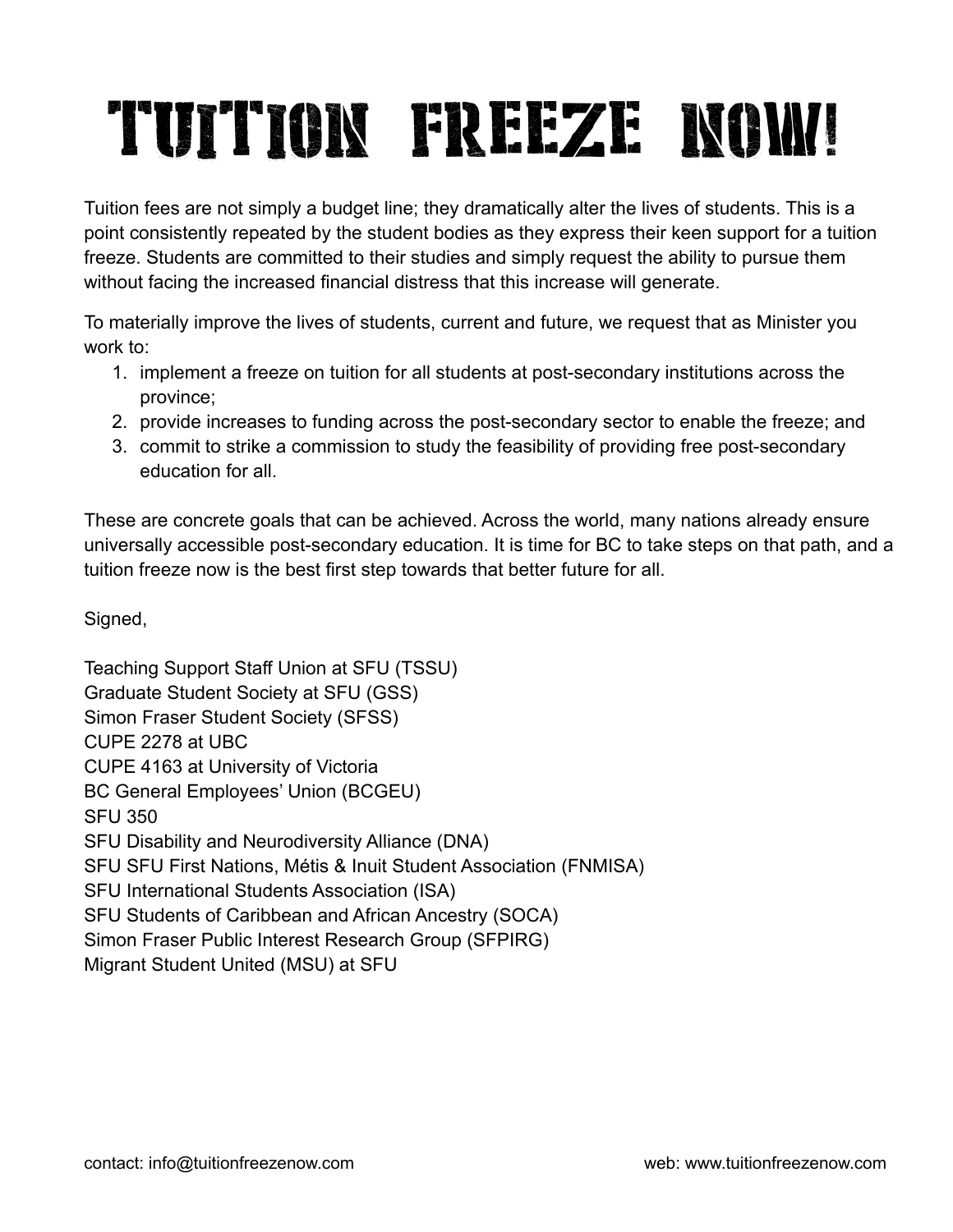# TUITION FREEZE NOW!

Tuition fees are not simply a budget line; they dramatically alter the lives of students. This is a point consistently repeated by the student bodies as they express their keen support for a tuition freeze. Students are committed to their studies and simply request the ability to pursue them without facing the increased financial distress that this increase will generate.

To materially improve the lives of students, current and future, we request that as Minister you work to:

1. implement a freeze on tuition for all students at post-secondary institutions across the province;
2. provide increases to funding across the post-secondary sector to enable the freeze; and
3. commit to strike a commission to study the feasibility of providing free post-secondary education for all.

These are concrete goals that can be achieved. Across the world, many nations already ensure universally accessible post-secondary education. It is time for BC to take steps on that path, and a tuition freeze now is the best first step towards that better future for all.

Signed,

Teaching Support Staff Union at SFU (TSSU)
Graduate Student Society at SFU (GSS)
Simon Fraser Student Society (SFSS)
CUPE 2278 at UBC
CUPE 4163 at University of Victoria
BC General Employees' Union (BCGEU)
SFU 350
SFU Disability and Neurodiversity Alliance (DNA)
SFU SFU First Nations, Métis & Inuit Student Association (FNMISA)
SFU International Students Association (ISA)
SFU Students of Caribbean and African Ancestry (SOCA)
Simon Fraser Public Interest Research Group (SFPIRG)
Migrant Student United (MSU) at SFU

contact: info@tuitionfreezenow.com

web: www.tuitionfreezenow.com